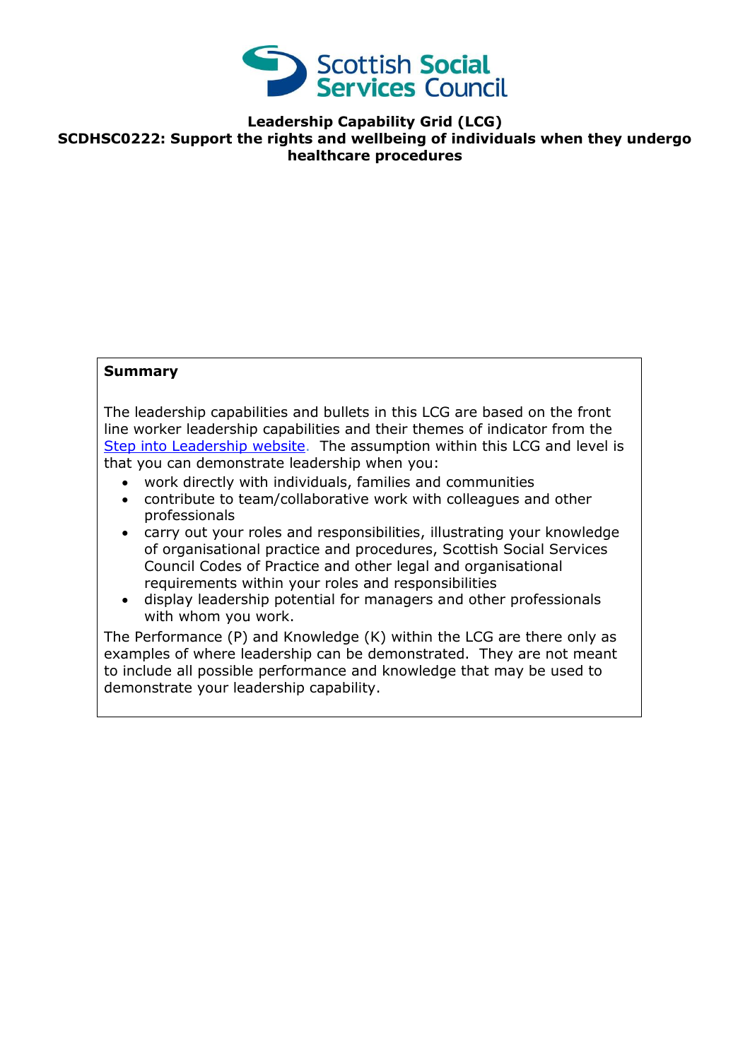Scottish Social Services Council

# Leadership Capability Grid (LCG)

## SCDHSC0222: Support the rights and wellbeing of individuals when they undergo healthcare procedures

**Summary**

The leadership capabilities and bullets in this LCG are based on the front line worker leadership capabilities and their themes of indicator from the [Step into Leadership website](). The assumption within this LCG and level is that you can demonstrate leadership when you:

- work directly with individuals, families and communities
- contribute to team/collaborative work with colleagues and other professionals
- carry out your roles and responsibilities, illustrating your knowledge of organisational practice and procedures, Scottish Social Services Council Codes of Practice and other legal and organisational requirements within your roles and responsibilities
- display leadership potential for managers and other professionals with whom you work.

The Performance (P) and Knowledge (K) within the LCG are there only as examples of where leadership can be demonstrated. They are not meant to include all possible performance and knowledge that may be used to demonstrate your leadership capability.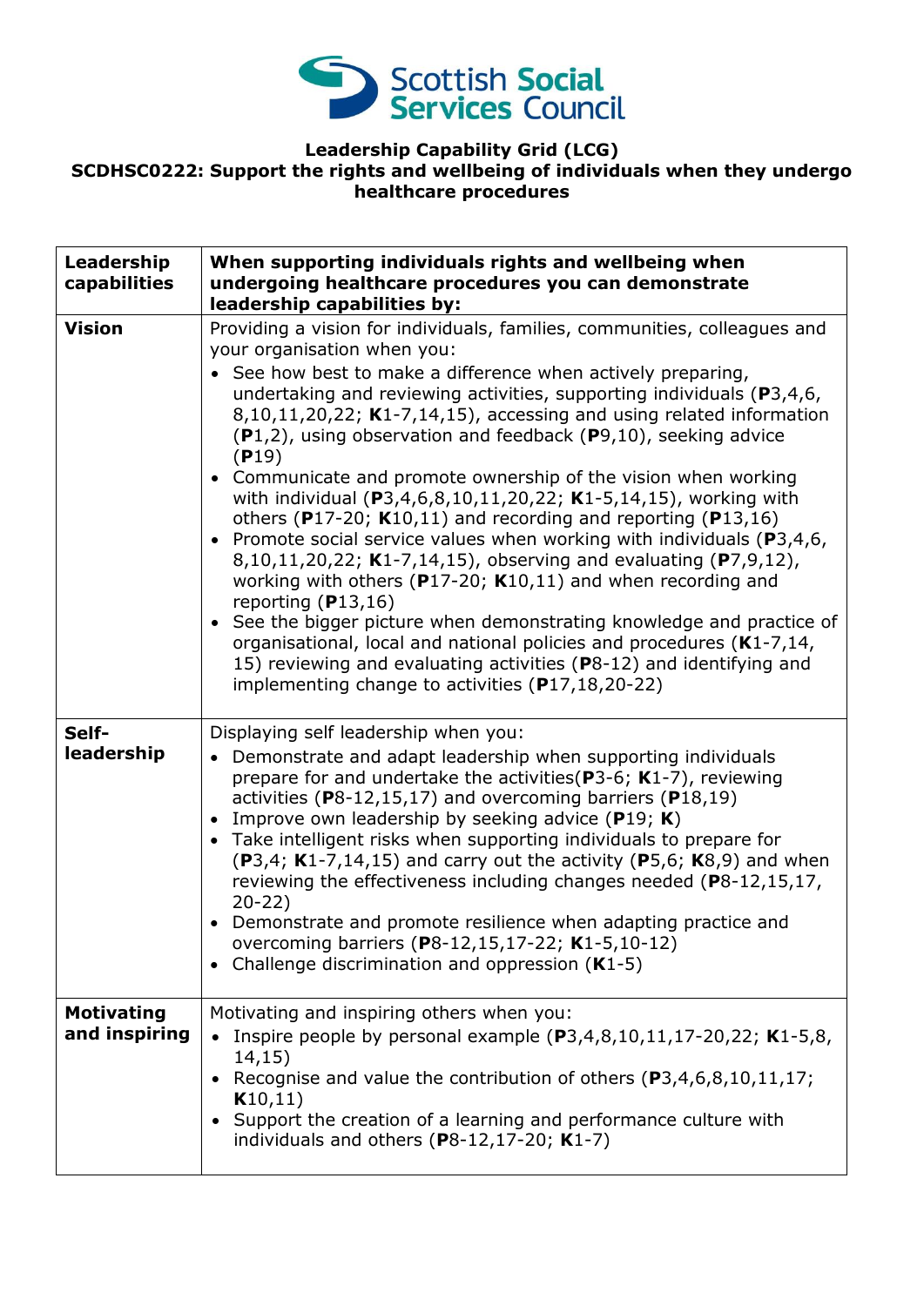**Scottish Social Services Council**

# Leadership Capability Grid (LCG)

## SCDHSC0222: Support the rights and wellbeing of individuals when they undergo healthcare procedures

| Leadership capabilities | When supporting individuals rights and wellbeing when undergoing healthcare procedures you can demonstrate leadership capabilities by: |
|---|---|
| **Vision** | Providing a vision for individuals, families, communities, colleagues and your organisation when you:<br>• See how best to make a difference when actively preparing, undertaking and reviewing activities, supporting individuals (**P**3,4,6, 8,10,11,20,22; **K**1-7,14,15), accessing and using related information (**P**1,2), using observation and feedback (**P**9,10), seeking advice (**P**19)<br>• Communicate and promote ownership of the vision when working with individual (**P**3,4,6,8,10,11,20,22; **K**1-5,14,15), working with others (**P**17-20; **K**10,11) and recording and reporting (**P**13,16)<br>• Promote social service values when working with individuals (**P**3,4,6, 8,10,11,20,22; **K**1-7,14,15), observing and evaluating (**P**7,9,12), working with others (**P**17-20; **K**10,11) and when recording and reporting (**P**13,16)<br>• See the bigger picture when demonstrating knowledge and practice of organisational, local and national policies and procedures (**K**1-7,14, 15) reviewing and evaluating activities (**P**8-12) and identifying and implementing change to activities (**P**17,18,20-22) |
| **Self-leadership** | Displaying self leadership when you:<br>• Demonstrate and adapt leadership when supporting individuals prepare for and undertake the activities(**P**3-6; **K**1-7), reviewing activities (**P**8-12,15,17) and overcoming barriers (**P**18,19)<br>• Improve own leadership by seeking advice (**P**19; **K**)<br>• Take intelligent risks when supporting individuals to prepare for (**P**3,4; **K**1-7,14,15) and carry out the activity (**P**5,6; **K**8,9) and when reviewing the effectiveness including changes needed (**P**8-12,15,17, 20-22)<br>• Demonstrate and promote resilience when adapting practice and overcoming barriers (**P**8-12,15,17-22; **K**1-5,10-12)<br>• Challenge discrimination and oppression (**K**1-5) |
| **Motivating and inspiring** | Motivating and inspiring others when you:<br>• Inspire people by personal example (**P**3,4,8,10,11,17-20,22; **K**1-5,8, 14,15)<br>• Recognise and value the contribution of others (**P**3,4,6,8,10,11,17; **K**10,11)<br>• Support the creation of a learning and performance culture with individuals and others (**P**8-12,17-20; **K**1-7) |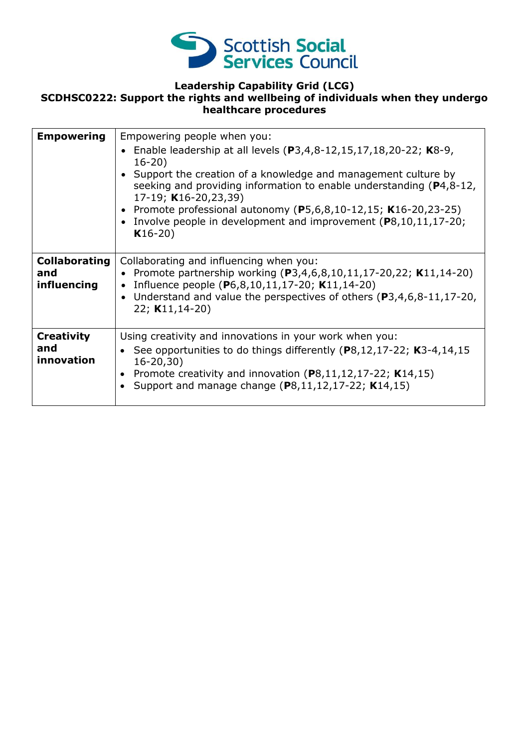**Leadership Capability Grid (LCG)**
**SCDHSC0222: Support the rights and wellbeing of individuals when they undergo healthcare procedures**

| | |
|---|---|
| **Empowering** | Empowering people when you:<br>• Enable leadership at all levels (**P**3,4,8-12,15,17,18,20-22; **K**8-9, 16-20)<br>• Support the creation of a knowledge and management culture by seeking and providing information to enable understanding (**P**4,8-12, 17-19; **K**16-20,23,39)<br>• Promote professional autonomy (**P**5,6,8,10-12,15; **K**16-20,23-25)<br>• Involve people in development and improvement (**P**8,10,11,17-20; **K**16-20) |
| **Collaborating and influencing** | Collaborating and influencing when you:<br>• Promote partnership working (**P**3,4,6,8,10,11,17-20,22; **K**11,14-20)<br>• Influence people (**P**6,8,10,11,17-20; **K**11,14-20)<br>• Understand and value the perspectives of others (**P**3,4,6,8-11,17-20, 22; **K**11,14-20) |
| **Creativity and innovation** | Using creativity and innovations in your work when you:<br>• See opportunities to do things differently (**P**8,12,17-22; **K**3-4,14,15 16-20,30)<br>• Promote creativity and innovation (**P**8,11,12,17-22; **K**14,15)<br>• Support and manage change (**P**8,11,12,17-22; **K**14,15) |